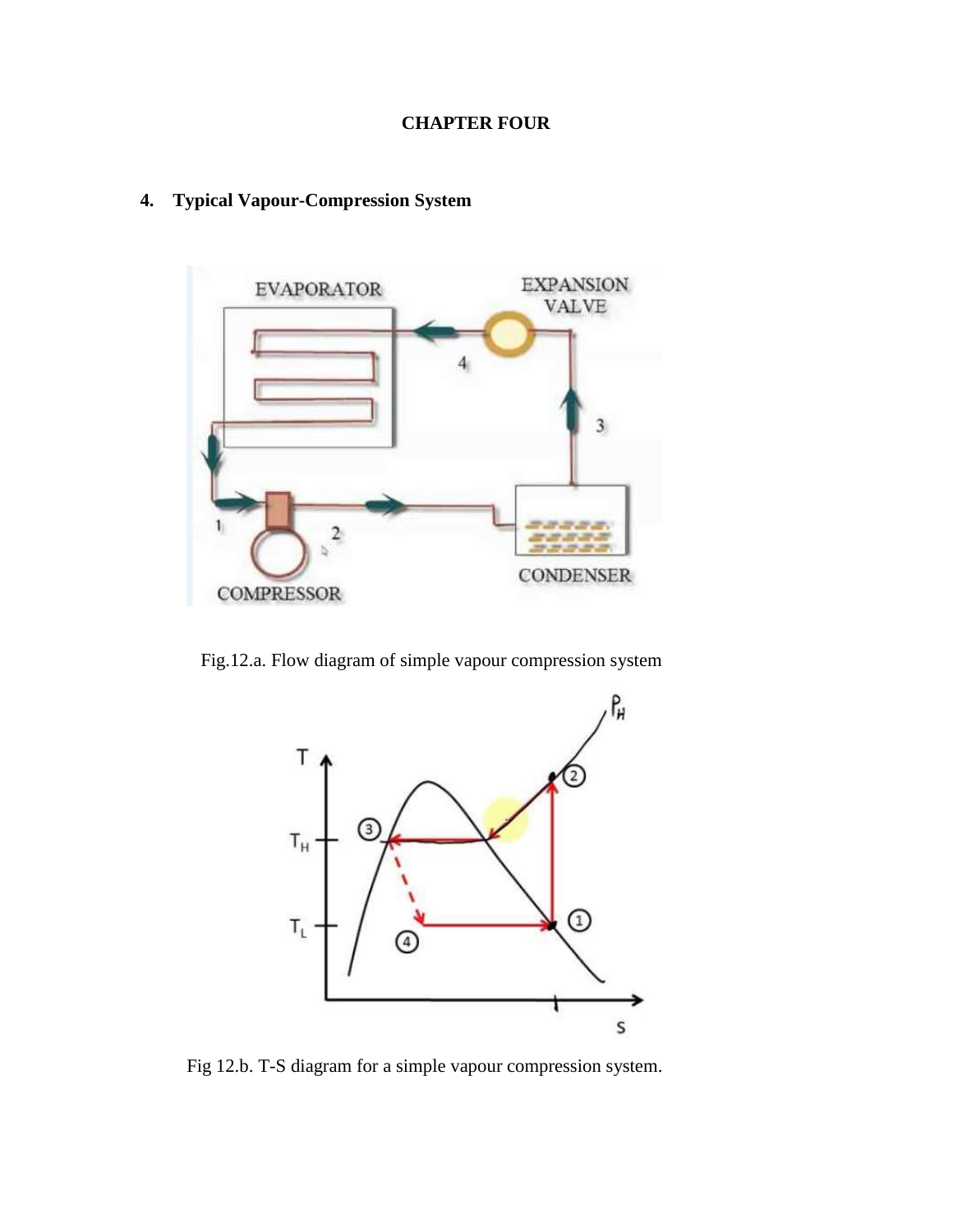# CHAPTER FOUR

## 4. Typical Vapour-Compression System

EVAPORATOR

EXPANSION VALVE

4

3

1

2

COMPRESSOR

CONDENSER

Fig.12.a. Flow diagram of simple vapour compression system

$P_H$

T

$T_H$

$T_L$

③

②

①

④

s

Fig 12.b. T-S diagram for a simple vapour compression system.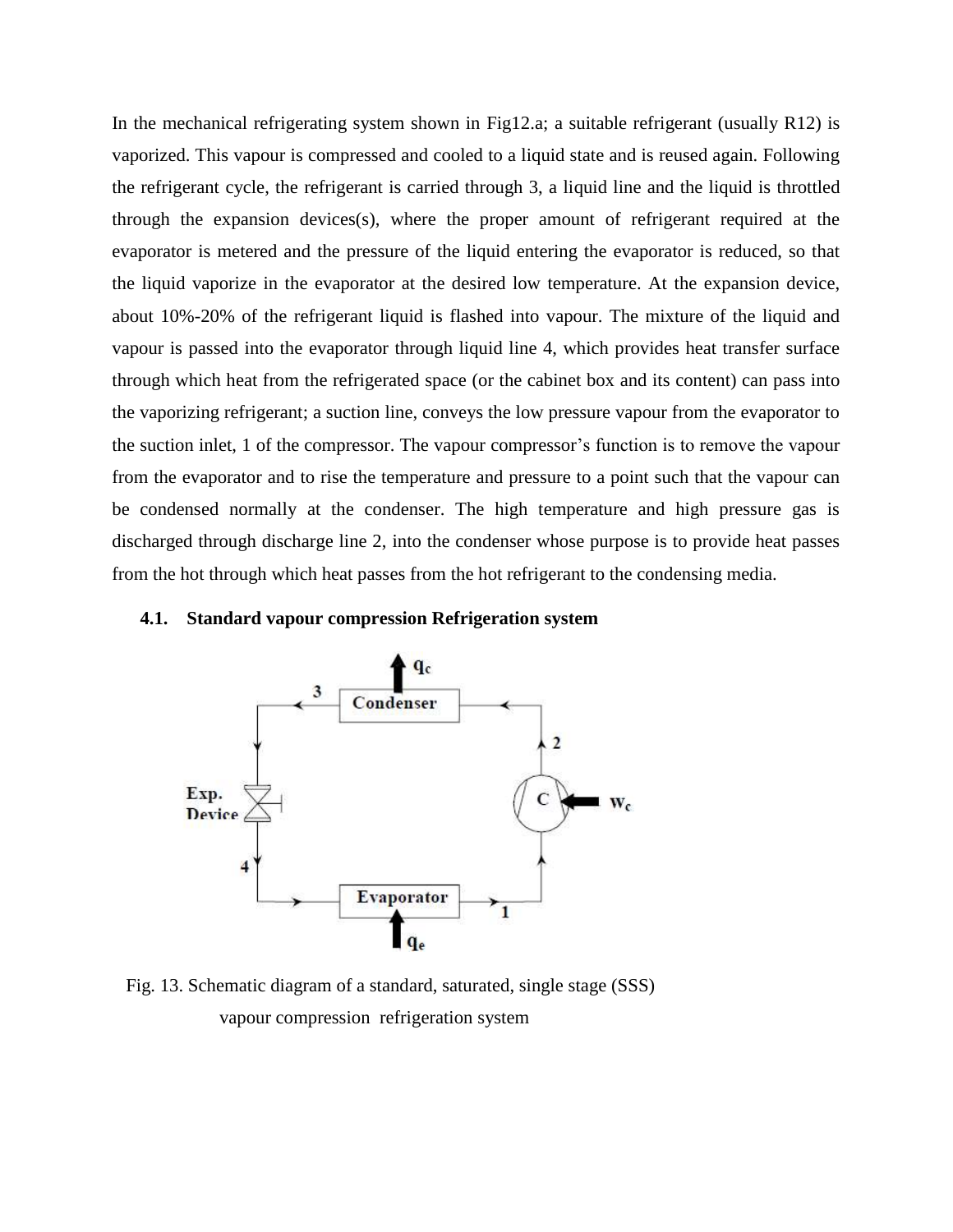In the mechanical refrigerating system shown in Fig12.a; a suitable refrigerant (usually R12) is vaporized. This vapour is compressed and cooled to a liquid state and is reused again. Following the refrigerant cycle, the refrigerant is carried through 3, a liquid line and the liquid is throttled through the expansion devices(s), where the proper amount of refrigerant required at the evaporator is metered and the pressure of the liquid entering the evaporator is reduced, so that the liquid vaporize in the evaporator at the desired low temperature. At the expansion device, about 10%-20% of the refrigerant liquid is flashed into vapour. The mixture of the liquid and vapour is passed into the evaporator through liquid line 4, which provides heat transfer surface through which heat from the refrigerated space (or the cabinet box and its content) can pass into the vaporizing refrigerant; a suction line, conveys the low pressure vapour from the evaporator to the suction inlet, 1 of the compressor. The vapour compressor's function is to remove the vapour from the evaporator and to rise the temperature and pressure to a point such that the vapour can be condensed normally at the condenser. The high temperature and high pressure gas is discharged through discharge line 2, into the condenser whose purpose is to provide heat passes from the hot through which heat passes from the hot refrigerant to the condensing media.

## 4.1. Standard vapour compression Refrigeration system

$q_c$

3

Condenser

2

Exp. Device

C

$W_c$

4

Evaporator

1

$q_e$

Fig. 13. Schematic diagram of a standard, saturated, single stage (SSS) vapour compression refrigeration system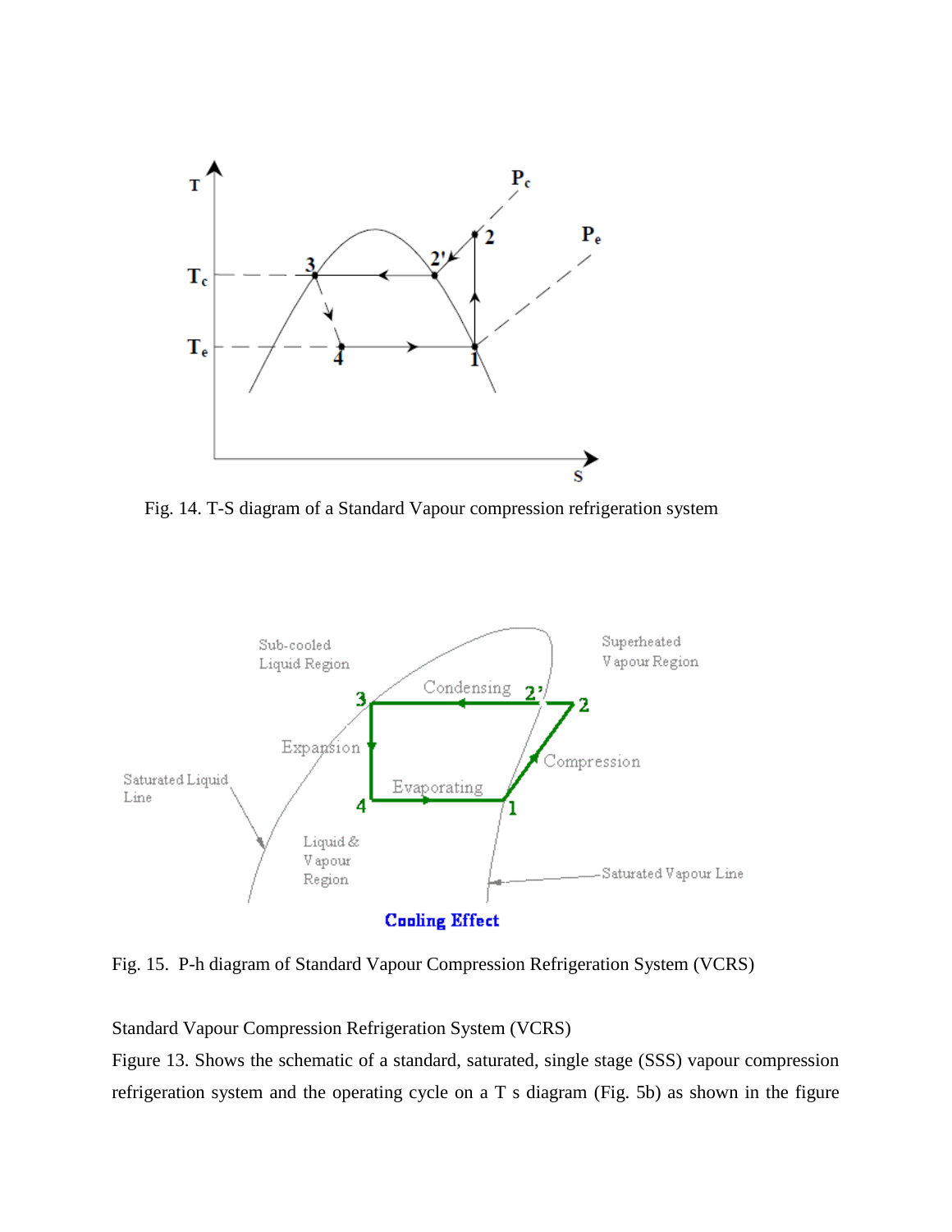T

s

$T_c$

$T_e$

$P_c$

$P_e$

3

2'

2

4

1

Fig. 14. T-S diagram of a Standard Vapour compression refrigeration system

Sub-cooled Liquid Region

Superheated Vapour Region

Condensing

Expansion

Compression

Evaporating

Saturated Liquid Line

Liquid & Vapour Region

Saturated Vapour Line

3

2'

2

4

1

Cooling Effect

Fig. 15. P-h diagram of Standard Vapour Compression Refrigeration System (VCRS)

Standard Vapour Compression Refrigeration System (VCRS)

Figure 13. Shows the schematic of a standard, saturated, single stage (SSS) vapour compression refrigeration system and the operating cycle on a T s diagram (Fig. 5b) as shown in the figure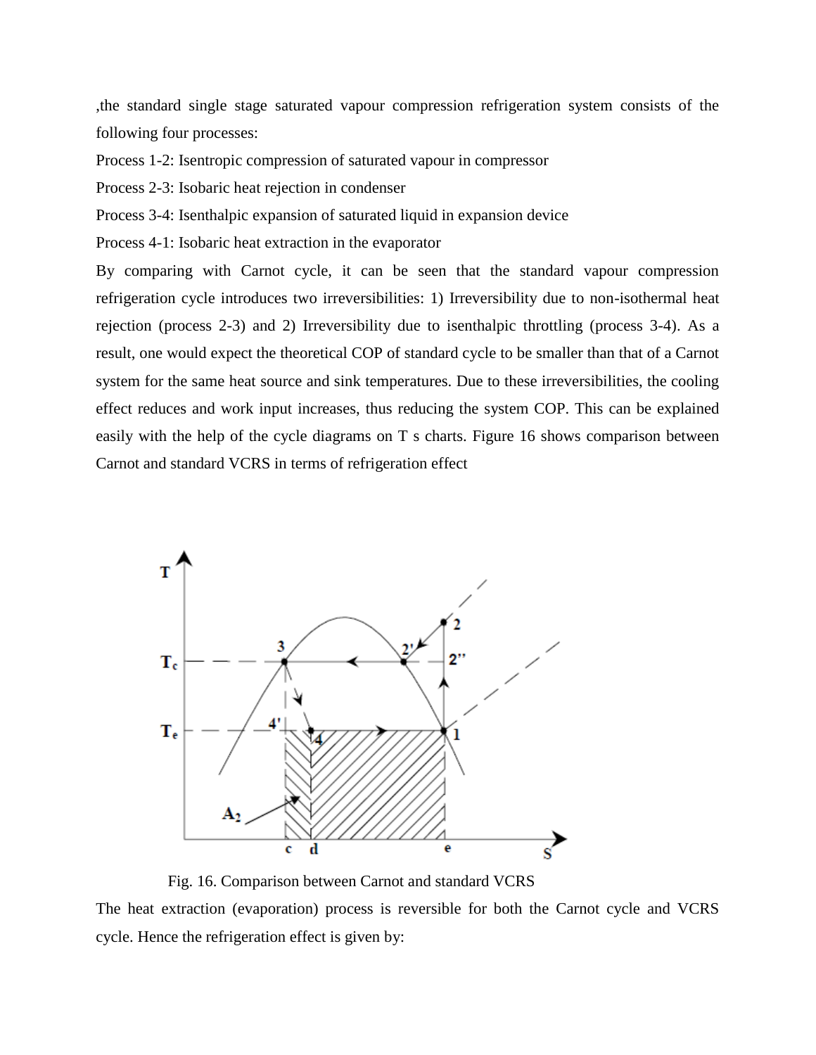,the standard single stage saturated vapour compression refrigeration system consists of the following four processes:

Process 1-2: Isentropic compression of saturated vapour in compressor

Process 2-3: Isobaric heat rejection in condenser

Process 3-4: Isenthalpic expansion of saturated liquid in expansion device

Process 4-1: Isobaric heat extraction in the evaporator

By comparing with Carnot cycle, it can be seen that the standard vapour compression refrigeration cycle introduces two irreversibilities: 1) Irreversibility due to non-isothermal heat rejection (process 2-3) and 2) Irreversibility due to isenthalpic throttling (process 3-4). As a result, one would expect the theoretical COP of standard cycle to be smaller than that of a Carnot system for the same heat source and sink temperatures. Due to these irreversibilities, the cooling effect reduces and work input increases, thus reducing the system COP. This can be explained easily with the help of the cycle diagrams on T s charts. Figure 16 shows comparison between Carnot and standard VCRS in terms of refrigeration effect

T

$T_c$

$T_e$

3

2'

2

2''

4'

4

1

$A_2$

c d e

s

Fig. 16. Comparison between Carnot and standard VCRS

The heat extraction (evaporation) process is reversible for both the Carnot cycle and VCRS cycle. Hence the refrigeration effect is given by: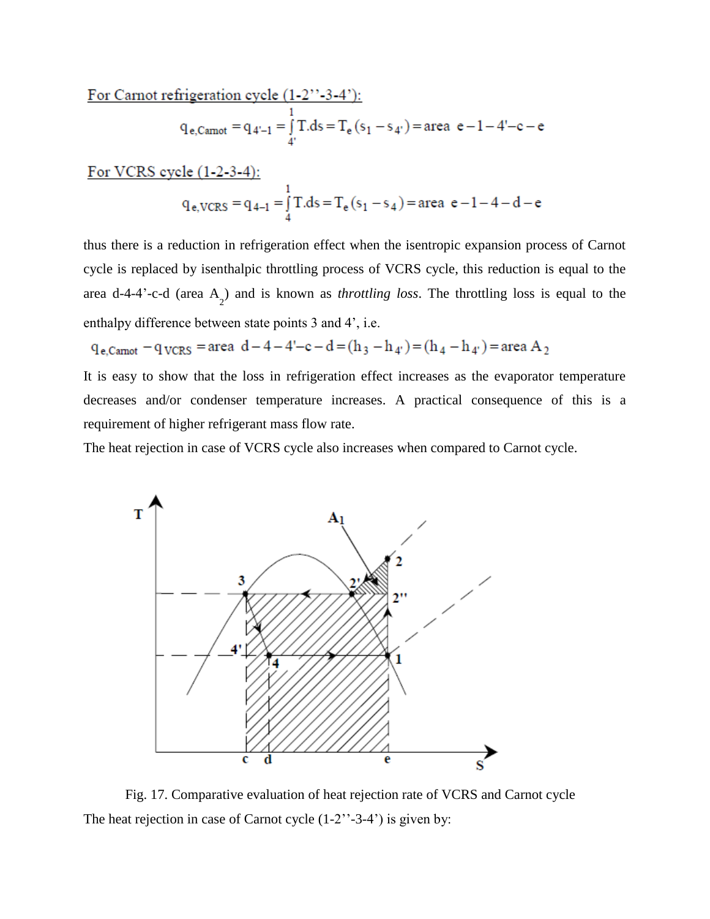<u>For Carnot refrigeration cycle (1-2''-3-4'):</u>

$$q_{e,Carnot} = q_{4'-1} = \int_{4'}^{1} T.ds = T_e(s_1 - s_{4'}) = \text{area } e-1-4'-c-e$$

<u>For VCRS cycle (1-2-3-4):</u>

$$q_{e,VCRS} = q_{4-1} = \int_{4}^{1} T.ds = T_e(s_1 - s_4) = \text{area } e-1-4-d-e$$

thus there is a reduction in refrigeration effect when the isentropic expansion process of Carnot cycle is replaced by isenthalpic throttling process of VCRS cycle, this reduction is equal to the area d-4-4'-c-d (area $A_2$) and is known as *throttling loss*. The throttling loss is equal to the enthalpy difference between state points 3 and 4', i.e.

$$q_{e,Carnot} - q_{VCRS} = \text{area } d-4-4'-c-d = (h_3 - h_{4'}) = (h_4 - h_{4'}) = \text{area } A_2$$

It is easy to show that the loss in refrigeration effect increases as the evaporator temperature decreases and/or condenser temperature increases. A practical consequence of this is a requirement of higher refrigerant mass flow rate.

The heat rejection in case of VCRS cycle also increases when compared to Carnot cycle.

T

A1

2

2'

2''

3

4'

4

1

c

d

e

S

Fig. 17. Comparative evaluation of heat rejection rate of VCRS and Carnot cycle

The heat rejection in case of Carnot cycle (1-2''-3-4') is given by: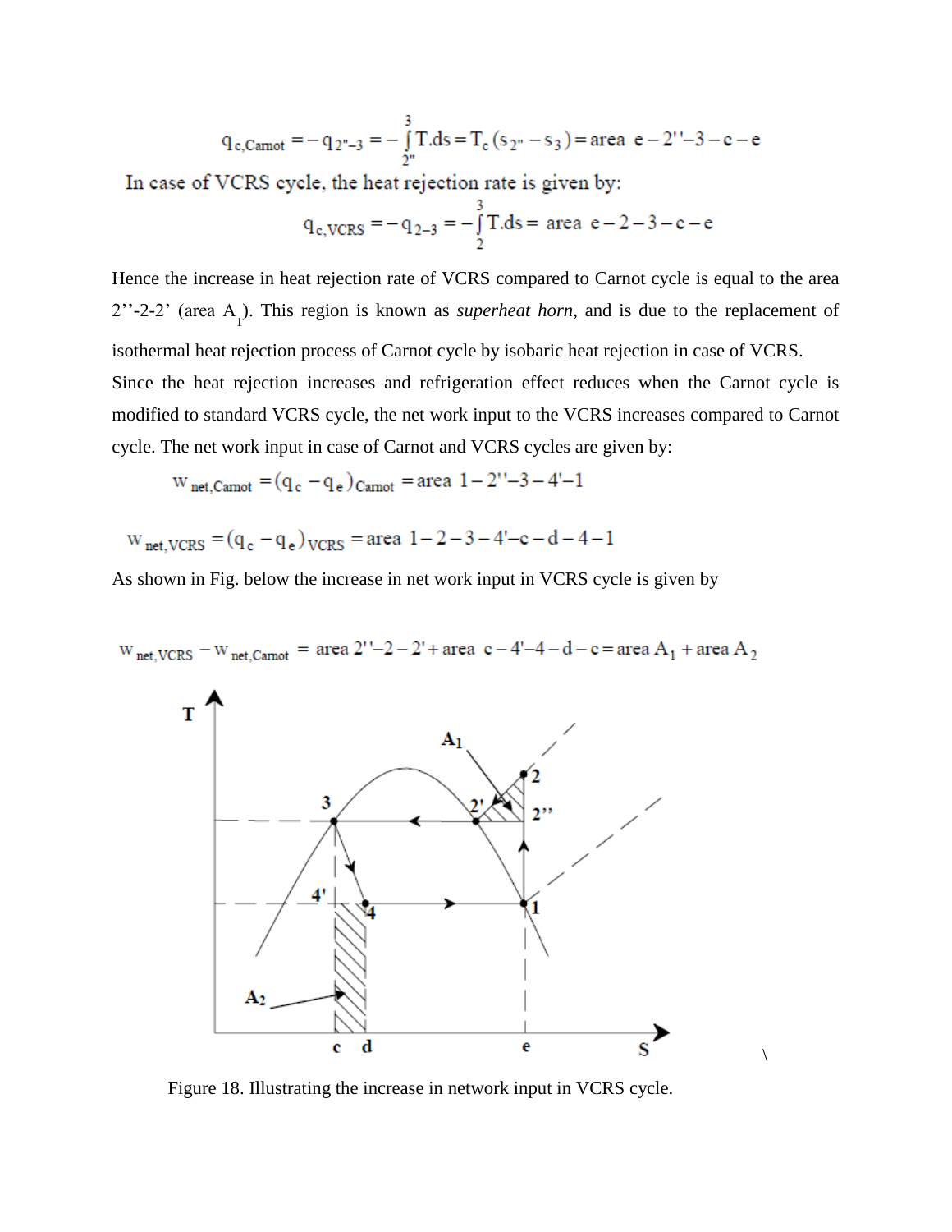$$q_{c,Carnot} = -q_{2''-3} = -\int_{2''}^{3} T.ds = T_c(s_{2''} - s_3) = \text{area } e-2''-3-c-e$$

In case of VCRS cycle, the heat rejection rate is given by:

$$q_{c,VCRS} = -q_{2-3} = -\int_{2}^{3} T.ds = \text{ area } e-2-3-c-e$$

Hence the increase in heat rejection rate of VCRS compared to Carnot cycle is equal to the area 2''-2-2' (area $A_1$). This region is known as *superheat horn,* and is due to the replacement of isothermal heat rejection process of Carnot cycle by isobaric heat rejection in case of VCRS. Since the heat rejection increases and refrigeration effect reduces when the Carnot cycle is modified to standard VCRS cycle, the net work input to the VCRS increases compared to Carnot cycle. The net work input in case of Carnot and VCRS cycles are given by:

$$w_{net,Carnot} = (q_c - q_e)_{Carnot} = \text{area } 1-2''-3-4'-1$$

$$w_{net,VCRS} = (q_c - q_e)_{VCRS} = \text{area } 1-2-3-4'-c-d-4-1$$

As shown in Fig. below the increase in net work input in VCRS cycle is given by

$$w_{net,VCRS} - w_{net,Carnot} = \text{ area } 2''-2-2' + \text{area } c-4'-4-d-c = \text{area } A_1 + \text{area } A_2$$

T

A₁

2

3

2'

2''

4'

4

1

A₂

c d e S

Figure 18. Illustrating the increase in network input in VCRS cycle.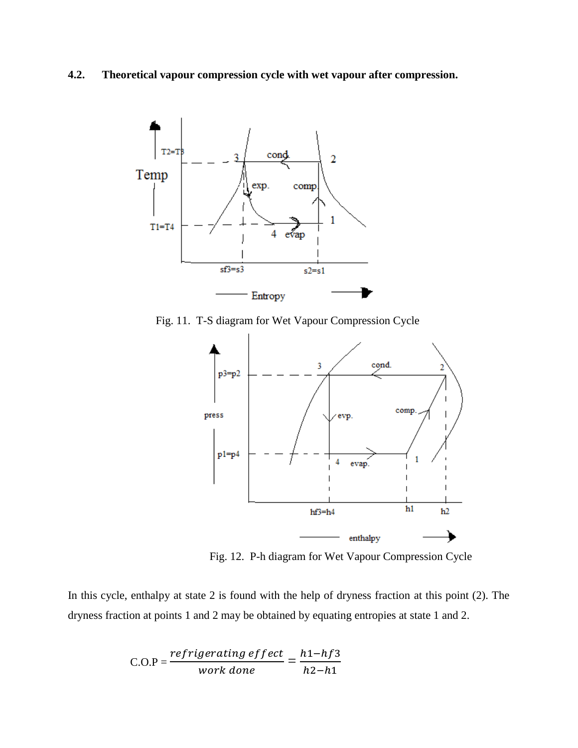### 4.2. Theoretical vapour compression cycle with wet vapour after compression.

Fig. 11. T-S diagram for Wet Vapour Compression Cycle

Fig. 12. P-h diagram for Wet Vapour Compression Cycle

In this cycle, enthalpy at state 2 is found with the help of dryness fraction at this point (2). The dryness fraction at points 1 and 2 may be obtained by equating entropies at state 1 and 2.

$$\text{C.O.P} = \frac{refrigerating\ effect}{work\ done} = \frac{h1 - hf3}{h2 - h1}$$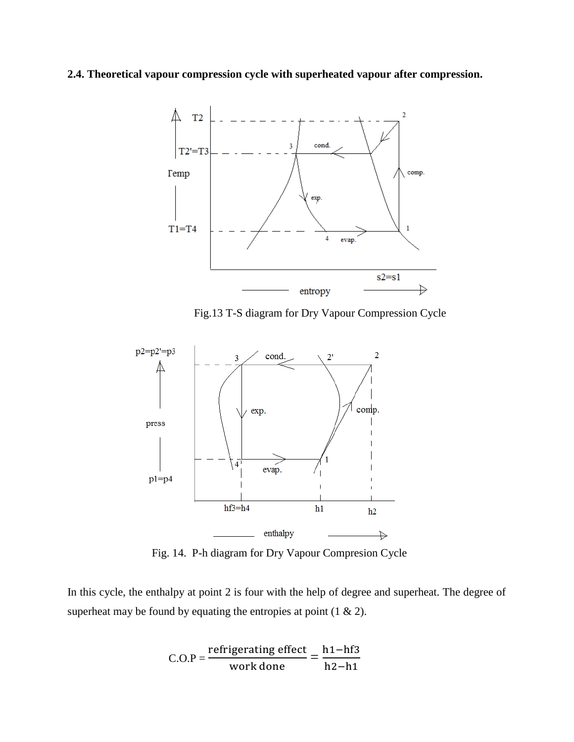**2.4. Theoretical vapour compression cycle with superheated vapour after compression.**

T2

T2'=T3

Temp

T1=T4

3

cond.

2

comp.

exp.

1

4

evap.

s2=s1

entropy

Fig.13 T-S diagram for Dry Vapour Compression Cycle

p2=p2'=p3

press

p1=p4

3

cond.

2'

2

exp.

comp.

1

4

evap.

hf3=h4

h1

h2

enthalpy

Fig. 14. P-h diagram for Dry Vapour Compresion Cycle

In this cycle, the enthalpy at point 2 is four with the help of degree and superheat. The degree of superheat may be found by equating the entropies at point (1 & 2).

$$\text{C.O.P} = \frac{\text{refrigerating effect}}{\text{work done}} = \frac{h1 - hf3}{h2 - h1}$$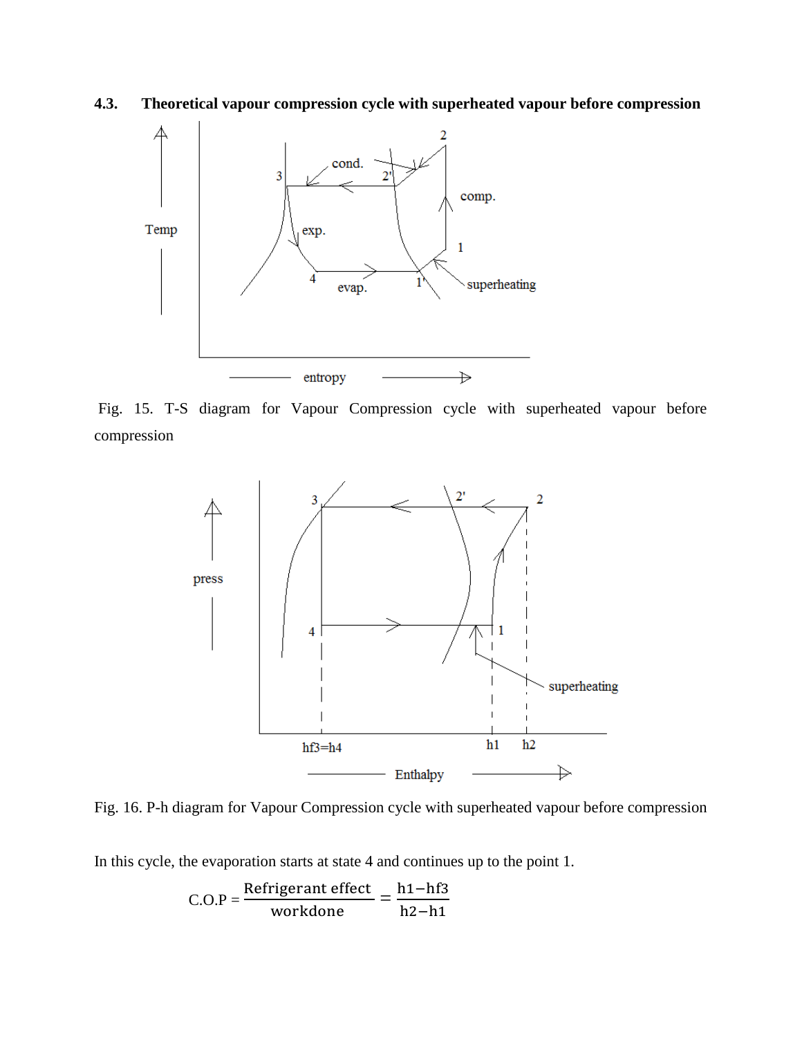### 4.3. Theoretical vapour compression cycle with superheated vapour before compression

Temp

entropy

3

cond.

2'

2

comp.

exp.

1

4

evap.

1'

superheating

Fig. 15. T-S diagram for Vapour Compression cycle with superheated vapour before compression

press

3

2'

2

4

1

superheating

hf3=h4

h1

h2

Enthalpy

Fig. 16. P-h diagram for Vapour Compression cycle with superheated vapour before compression

In this cycle, the evaporation starts at state 4 and continues up to the point 1.

$$\text{C.O.P} = \frac{\text{Refrigerant effect}}{\text{workdone}} = \frac{h1 - hf3}{h2 - h1}$$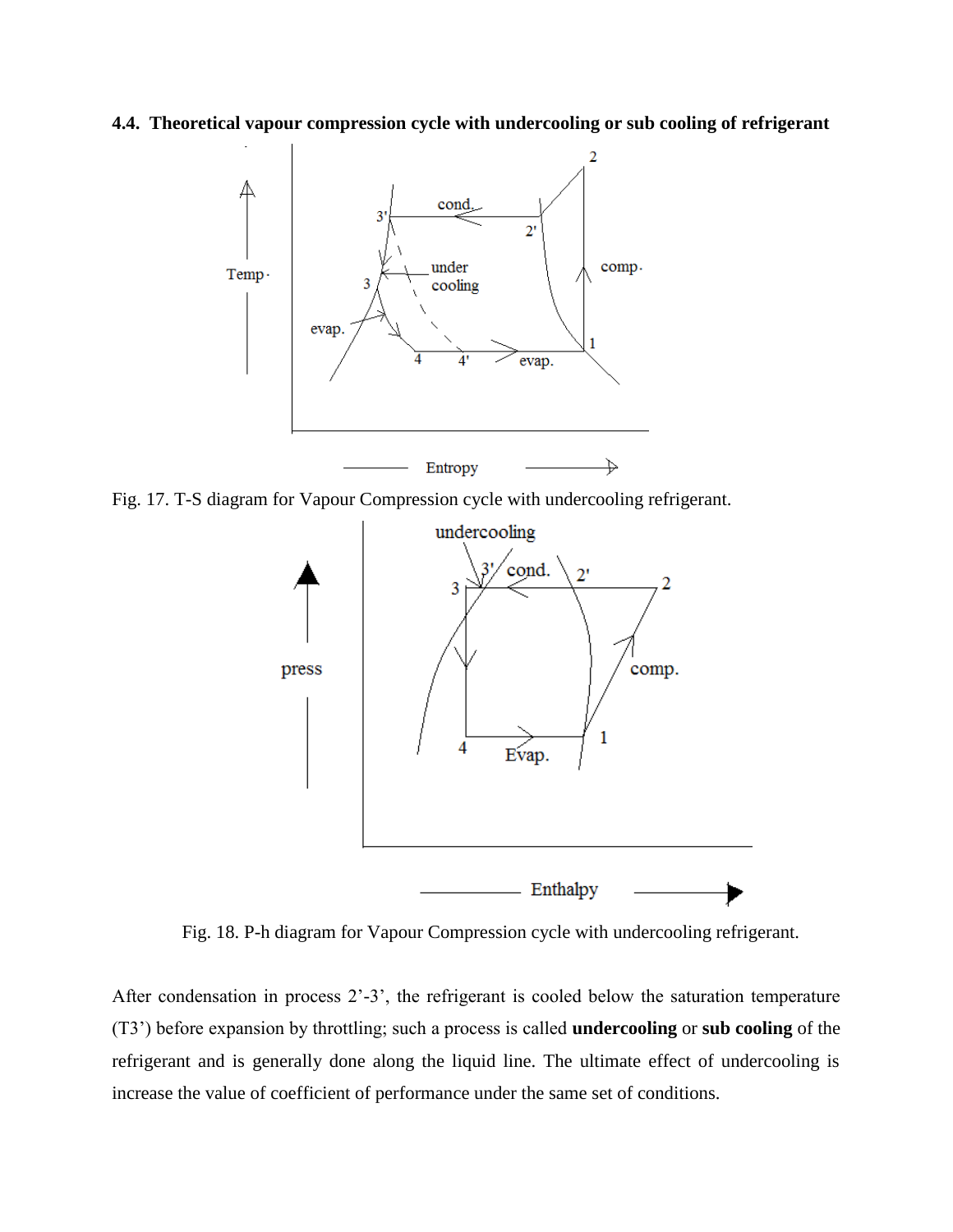### 4.4. Theoretical vapour compression cycle with undercooling or sub cooling of refrigerant

Temp
cond.
3'
2'
2
under cooling
3
comp.
evap.
4
4'
evap.
1
Entropy

Fig. 17. T-S diagram for Vapour Compression cycle with undercooling refrigerant.

undercooling
3'
cond.
2'
3
2
press
comp.
4
Evap.
1
Enthalpy

Fig. 18. P-h diagram for Vapour Compression cycle with undercooling refrigerant.

After condensation in process 2'-3', the refrigerant is cooled below the saturation temperature (T3') before expansion by throttling; such a process is called **undercooling** or **sub cooling** of the refrigerant and is generally done along the liquid line. The ultimate effect of undercooling is increase the value of coefficient of performance under the same set of conditions.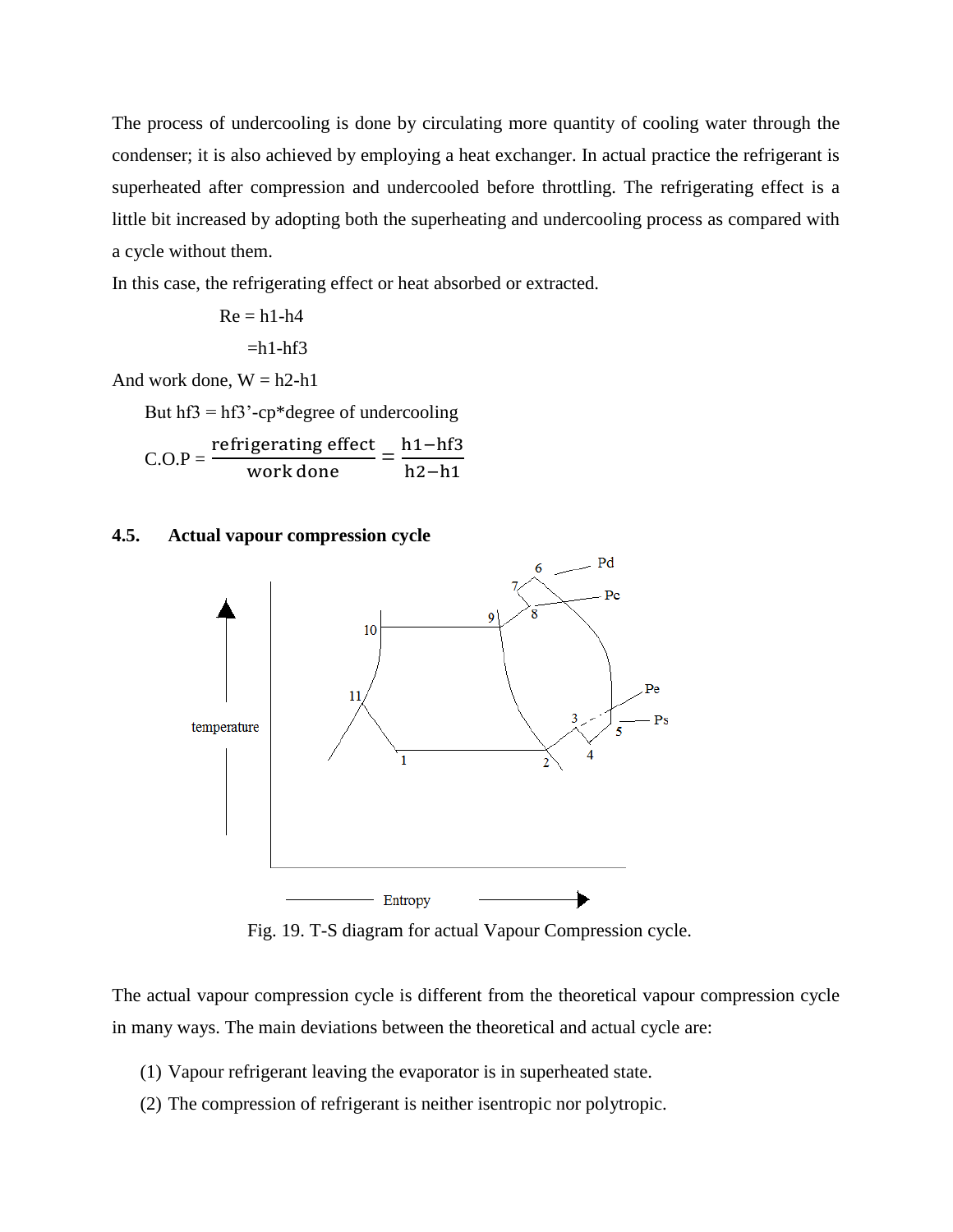The process of undercooling is done by circulating more quantity of cooling water through the condenser; it is also achieved by employing a heat exchanger. In actual practice the refrigerant is superheated after compression and undercooled before throttling. The refrigerating effect is a little bit increased by adopting both the superheating and undercooling process as compared with a cycle without them.

In this case, the refrigerating effect or heat absorbed or extracted.

$$Re = h1 - h4$$

$$= h1 - hf3$$

And work done, $W = h2 - h1$

But $hf3 = hf3' - cp * \text{degree of undercooling}$

$$C.O.P = \frac{\text{refrigerating effect}}{\text{work done}} = \frac{h1 - hf3}{h2 - h1}$$

## 4.5. Actual vapour compression cycle

temperature

Entropy

6
Pd
7
Pc
9
8
10
11
Pe
3
Ps
5
1
2
4

Fig. 19. T-S diagram for actual Vapour Compression cycle.

The actual vapour compression cycle is different from the theoretical vapour compression cycle in many ways. The main deviations between the theoretical and actual cycle are:

(1) Vapour refrigerant leaving the evaporator is in superheated state.

(2) The compression of refrigerant is neither isentropic nor polytropic.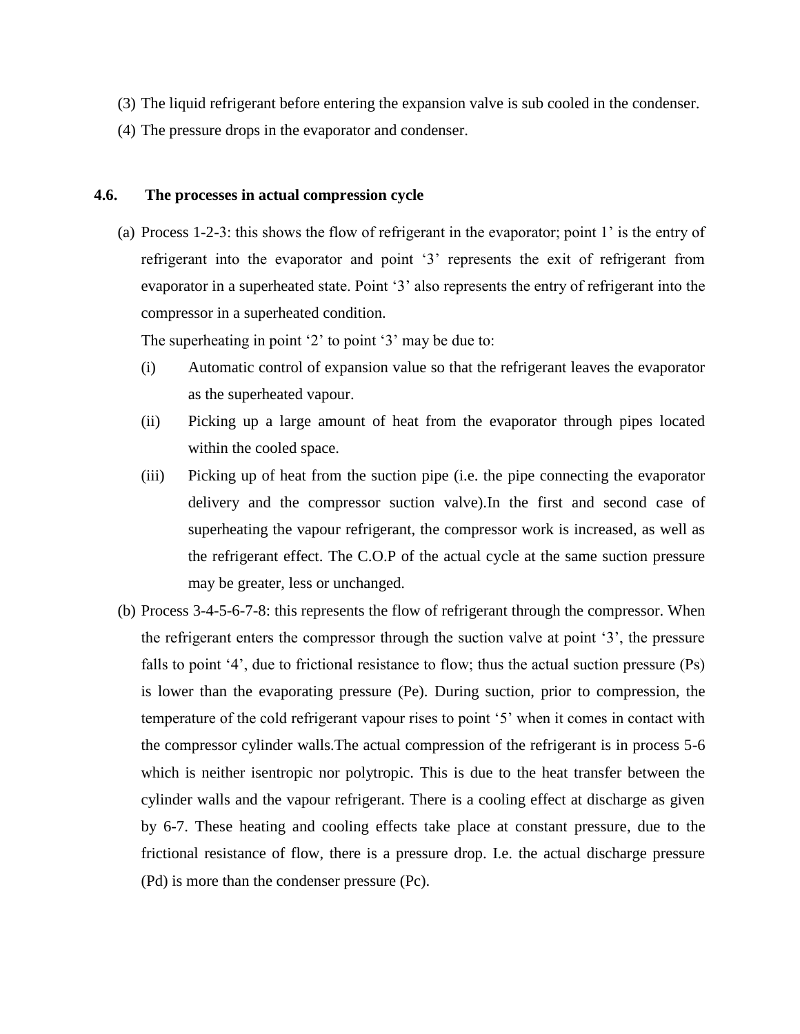(3) The liquid refrigerant before entering the expansion valve is sub cooled in the condenser.

(4) The pressure drops in the evaporator and condenser.

## 4.6. The processes in actual compression cycle

(a) Process 1-2-3: this shows the flow of refrigerant in the evaporator; point 1' is the entry of refrigerant into the evaporator and point '3' represents the exit of refrigerant from evaporator in a superheated state. Point '3' also represents the entry of refrigerant into the compressor in a superheated condition.

The superheating in point '2' to point '3' may be due to:

(i) Automatic control of expansion value so that the refrigerant leaves the evaporator as the superheated vapour.

(ii) Picking up a large amount of heat from the evaporator through pipes located within the cooled space.

(iii) Picking up of heat from the suction pipe (i.e. the pipe connecting the evaporator delivery and the compressor suction valve).In the first and second case of superheating the vapour refrigerant, the compressor work is increased, as well as the refrigerant effect. The C.O.P of the actual cycle at the same suction pressure may be greater, less or unchanged.

(b) Process 3-4-5-6-7-8: this represents the flow of refrigerant through the compressor. When the refrigerant enters the compressor through the suction valve at point '3', the pressure falls to point '4', due to frictional resistance to flow; thus the actual suction pressure (Ps) is lower than the evaporating pressure (Pe). During suction, prior to compression, the temperature of the cold refrigerant vapour rises to point '5' when it comes in contact with the compressor cylinder walls.The actual compression of the refrigerant is in process 5-6 which is neither isentropic nor polytropic. This is due to the heat transfer between the cylinder walls and the vapour refrigerant. There is a cooling effect at discharge as given by 6-7. These heating and cooling effects take place at constant pressure, due to the frictional resistance of flow, there is a pressure drop. I.e. the actual discharge pressure (Pd) is more than the condenser pressure (Pc).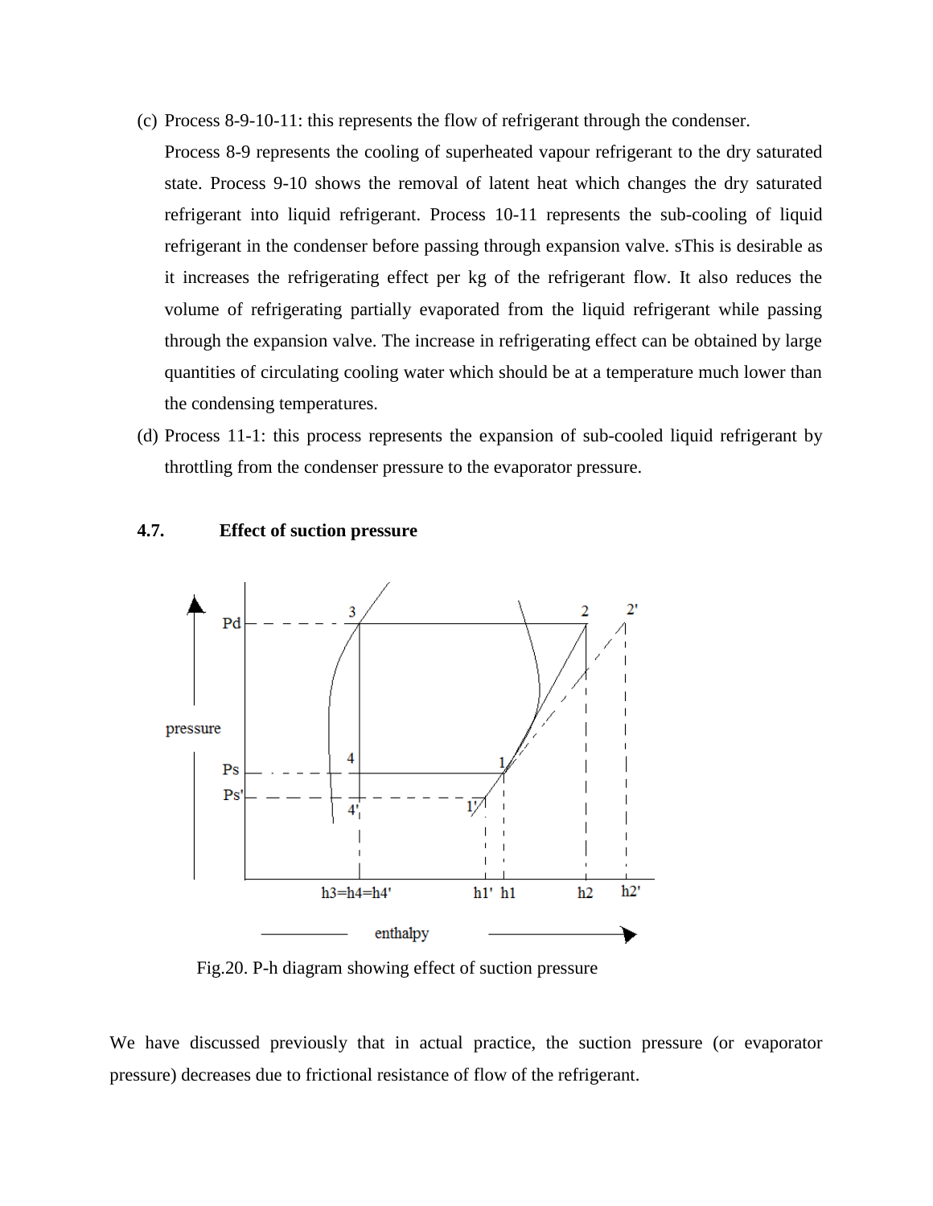(c) Process 8-9-10-11: this represents the flow of refrigerant through the condenser.

Process 8-9 represents the cooling of superheated vapour refrigerant to the dry saturated state. Process 9-10 shows the removal of latent heat which changes the dry saturated refrigerant into liquid refrigerant. Process 10-11 represents the sub-cooling of liquid refrigerant in the condenser before passing through expansion valve. sThis is desirable as it increases the refrigerating effect per kg of the refrigerant flow. It also reduces the volume of refrigerating partially evaporated from the liquid refrigerant while passing through the expansion valve. The increase in refrigerating effect can be obtained by large quantities of circulating cooling water which should be at a temperature much lower than the condensing temperatures.

(d) Process 11-1: this process represents the expansion of sub-cooled liquid refrigerant by throttling from the condenser pressure to the evaporator pressure.

## 4.7. Effect of suction pressure

pressure

Pd

Ps

Ps'

3

4

4'

1

1'

2

2'

h3=h4=h4'

h1'

h1

h2

h2'

enthalpy

Fig.20. P-h diagram showing effect of suction pressure

We have discussed previously that in actual practice, the suction pressure (or evaporator pressure) decreases due to frictional resistance of flow of the refrigerant.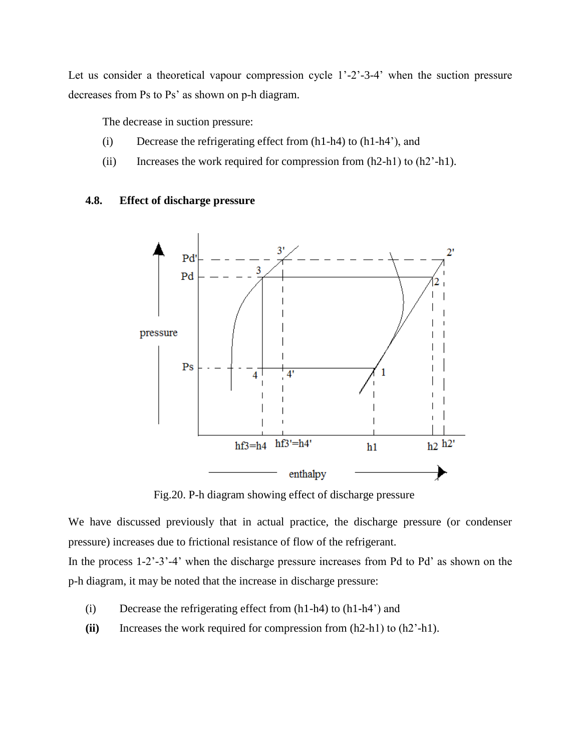Let us consider a theoretical vapour compression cycle 1'-2'-3-4' when the suction pressure decreases from Ps to Ps' as shown on p-h diagram.

The decrease in suction pressure:

(i) Decrease the refrigerating effect from (h1-h4) to (h1-h4'), and

(ii) Increases the work required for compression from (h2-h1) to (h2'-h1).

### 4.8. Effect of discharge pressure

Pd'
Pd
pressure
Ps
3'
3
2'
2
4
4'
1
hf3=h4
hf3'=h4'
h1
h2
h2'
enthalpy

Fig.20. P-h diagram showing effect of discharge pressure

We have discussed previously that in actual practice, the discharge pressure (or condenser pressure) increases due to frictional resistance of flow of the refrigerant.

In the process 1-2'-3'-4' when the discharge pressure increases from Pd to Pd' as shown on the p-h diagram, it may be noted that the increase in discharge pressure:

(i) Decrease the refrigerating effect from (h1-h4) to (h1-h4') and

**(ii)** Increases the work required for compression from (h2-h1) to (h2'-h1).